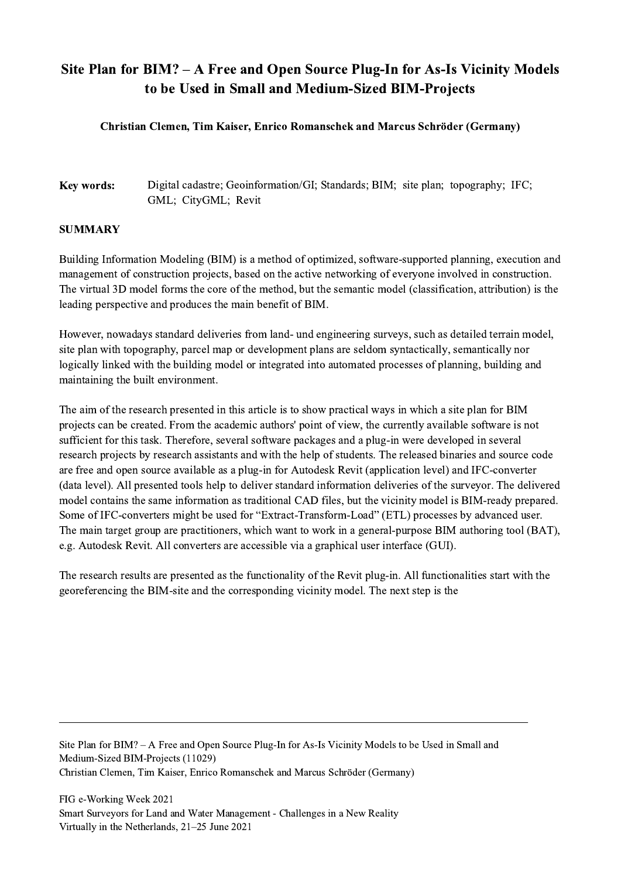# Site Plan for BIM? – A Free and Open Source Plug-In for As-Is Vicinity Models to be Used in Small and Medium-Sized BIM-Projects

**Christian Clemen, Tim Kaiser, Enrico Romanschek and Marcus Schröder (Germany)**

**Key words:** Digital cadastre; Geoinformation/GI; Standards; BIM; site plan; topography; IFC; GML; CityGML; Revit

## SUMMARY

Building Information Modeling (BIM) is a method of optimized, software-supported planning, execution and management of construction projects, based on the active networking of everyone involved in construction. The virtual 3D model forms the core of the method, but the semantic model (classification, attribution) is the leading perspective and produces the main benefit of BIM.

However, nowadays standard deliveries from land- und engineering surveys, such as detailed terrain model, site plan with topography, parcel map or development plans are seldom syntactically, semantically nor logically linked with the building model or integrated into automated processes of planning, building and maintaining the built environment.

The aim of the research presented in this article is to show practical ways in which a site plan for BIM projects can be created. From the academic authors' point of view, the currently available software is not sufficient for this task. Therefore, several software packages and a plug-in were developed in several research projects by research assistants and with the help of students. The released binaries and source code are free and open source available as a plug-in for Autodesk Revit (application level) and IFC-converter (data level). All presented tools help to deliver standard information deliveries of the surveyor. The delivered model contains the same information as traditional CAD files, but the vicinity model is BIM-ready prepared. Some of IFC-converters might be used for "Extract-Transform-Load" (ETL) processes by advanced user. The main target group are practitioners, which want to work in a general-purpose BIM authoring tool (BAT), e.g. Autodesk Revit. All converters are accessible via a graphical user interface (GUI).

The research results are presented as the functionality of the Revit plug-in. All functionalities start with the georeferencing the BIM-site and the corresponding vicinity model. The next step is the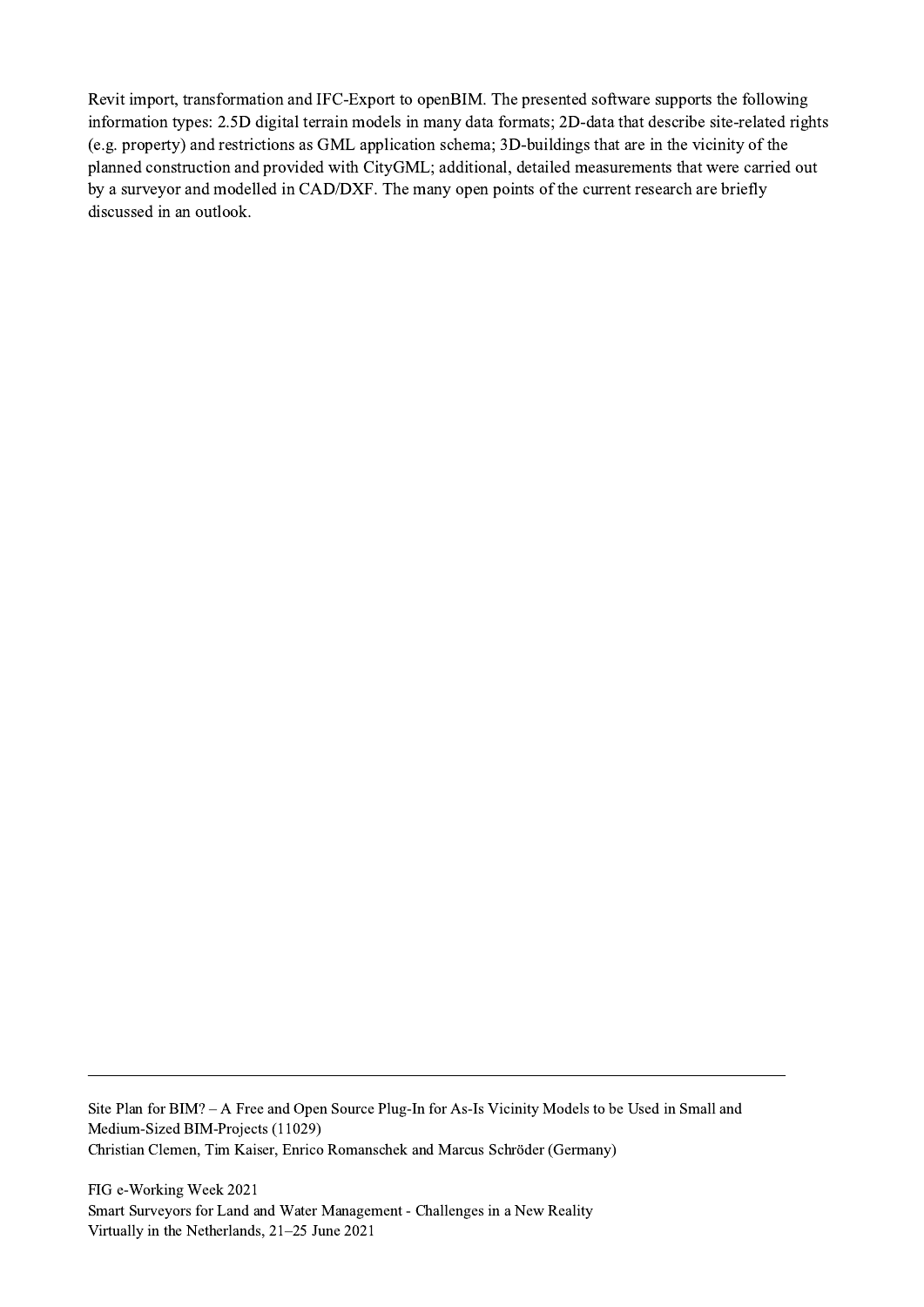Revit import, transformation and IFC-Export to openBIM. The presented software supports the following information types: 2.5D digital terrain models in many data formats; 2D-data that describe site-related rights (e.g. property) and restrictions as GML application schema; 3D-buildings that are in the vicinity of the planned construction and provided with CityGML; additional, detailed measurements that were carried out by a surveyor and modelled in CAD/DXF. The many open points of the current research are briefly discussed in an outlook.